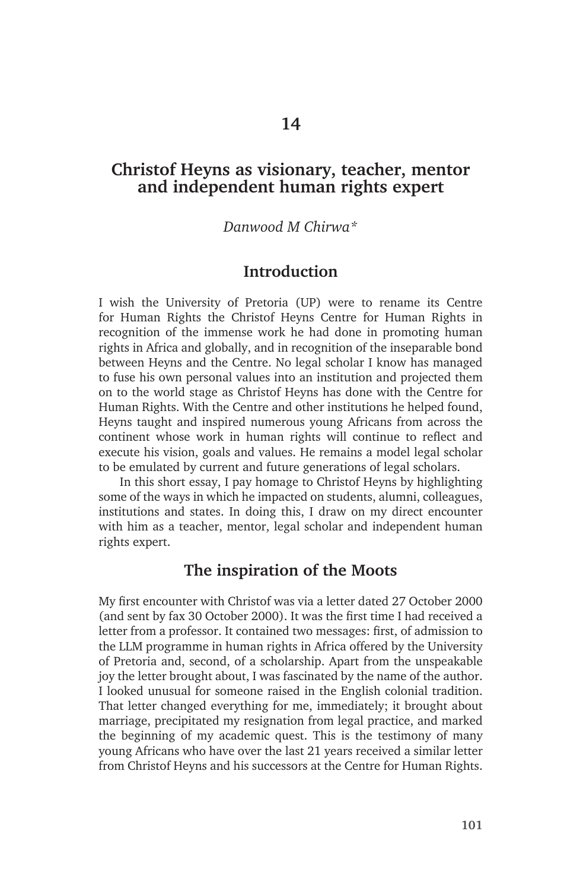# 14

## Christof Heyns as visionary, teacher, mentor and independent human rights expert

*Danwood M Chirwa\**

## Introduction

I wish the University of Pretoria (UP) were to rename its Centre for Human Rights the Christof Heyns Centre for Human Rights in recognition of the immense work he had done in promoting human rights in Africa and globally, and in recognition of the inseparable bond between Heyns and the Centre. No legal scholar I know has managed to fuse his own personal values into an institution and projected them on to the world stage as Christof Heyns has done with the Centre for Human Rights. With the Centre and other institutions he helped found, Heyns taught and inspired numerous young Africans from across the continent whose work in human rights will continue to reflect and execute his vision, goals and values. He remains a model legal scholar to be emulated by current and future generations of legal scholars.

In this short essay, I pay homage to Christof Heyns by highlighting some of the ways in which he impacted on students, alumni, colleagues, institutions and states. In doing this, I draw on my direct encounter with him as a teacher, mentor, legal scholar and independent human rights expert.

## The inspiration of the Moots

My first encounter with Christof was via a letter dated 27 October 2000 (and sent by fax 30 October 2000). It was the first time I had received a letter from a professor. It contained two messages: first, of admission to the LLM programme in human rights in Africa offered by the University of Pretoria and, second, of a scholarship. Apart from the unspeakable joy the letter brought about, I was fascinated by the name of the author. I looked unusual for someone raised in the English colonial tradition. That letter changed everything for me, immediately; it brought about marriage, precipitated my resignation from legal practice, and marked the beginning of my academic quest. This is the testimony of many young Africans who have over the last 21 years received a similar letter from Christof Heyns and his successors at the Centre for Human Rights.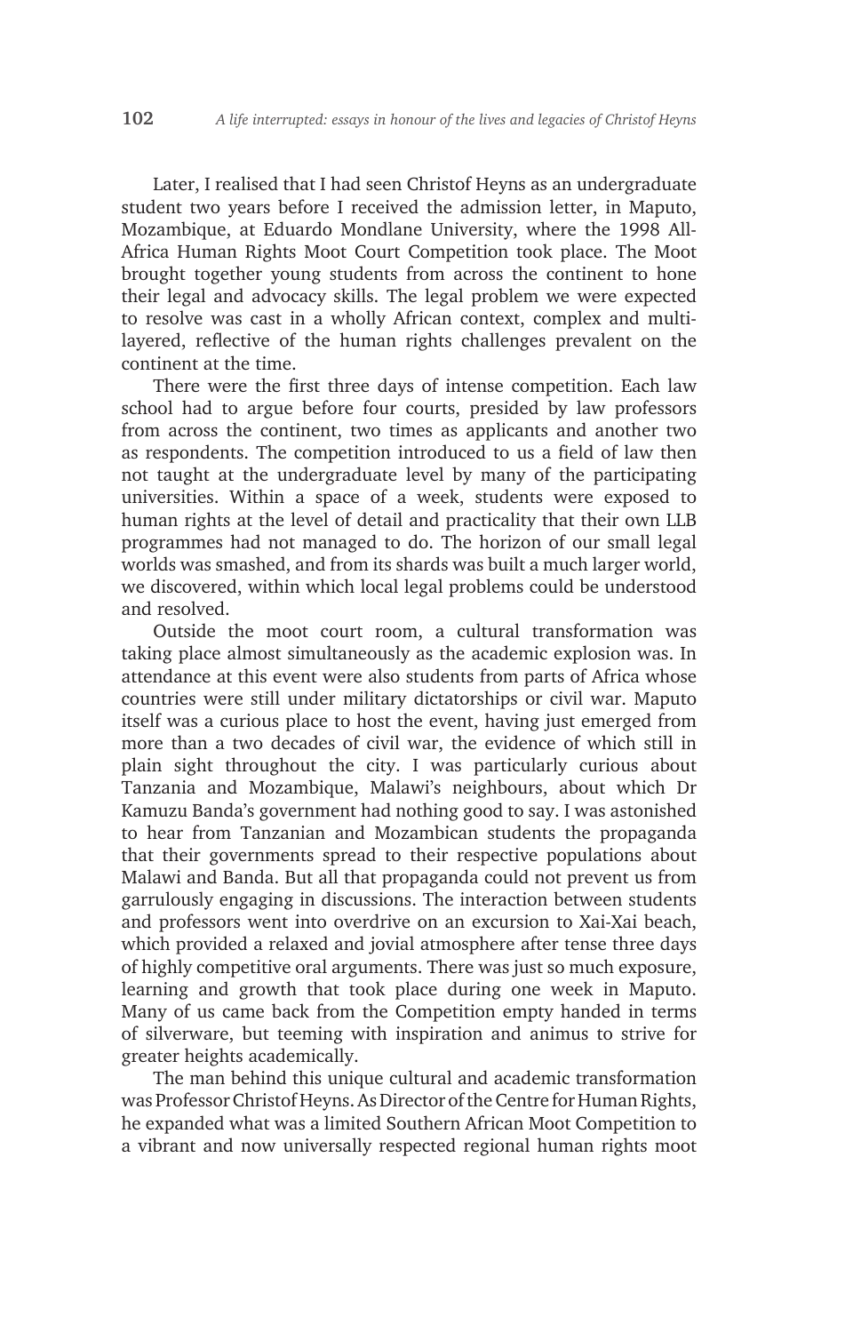Later, I realised that I had seen Christof Heyns as an undergraduate student two years before I received the admission letter, in Maputo, Mozambique, at Eduardo Mondlane University, where the 1998 All-Africa Human Rights Moot Court Competition took place. The Moot brought together young students from across the continent to hone their legal and advocacy skills. The legal problem we were expected to resolve was cast in a wholly African context, complex and multi-layered, reflective of the human rights challenges prevalent on the continent at the time.

There were the first three days of intense competition. Each law school had to argue before four courts, presided by law professors from across the continent, two times as applicants and another two as respondents. The competition introduced to us a field of law then not taught at the undergraduate level by many of the participating universities. Within a space of a week, students were exposed to human rights at the level of detail and practicality that their own LLB programmes had not managed to do. The horizon of our small legal worlds was smashed, and from its shards was built a much larger world, we discovered, within which local legal problems could be understood and resolved.

Outside the moot court room, a cultural transformation was taking place almost simultaneously as the academic explosion was. In attendance at this event were also students from parts of Africa whose countries were still under military dictatorships or civil war. Maputo itself was a curious place to host the event, having just emerged from more than a two decades of civil war, the evidence of which still in plain sight throughout the city. I was particularly curious about Tanzania and Mozambique, Malawi's neighbours, about which Dr Kamuzu Banda's government had nothing good to say. I was astonished to hear from Tanzanian and Mozambican students the propaganda that their governments spread to their respective populations about Malawi and Banda. But all that propaganda could not prevent us from garrulously engaging in discussions. The interaction between students and professors went into overdrive on an excursion to Xai-Xai beach, which provided a relaxed and jovial atmosphere after tense three days of highly competitive oral arguments. There was just so much exposure, learning and growth that took place during one week in Maputo. Many of us came back from the Competition empty handed in terms of silverware, but teeming with inspiration and animus to strive for greater heights academically.

The man behind this unique cultural and academic transformation was Professor Christof Heyns. As Director of the Centre for Human Rights, he expanded what was a limited Southern African Moot Competition to a vibrant and now universally respected regional human rights moot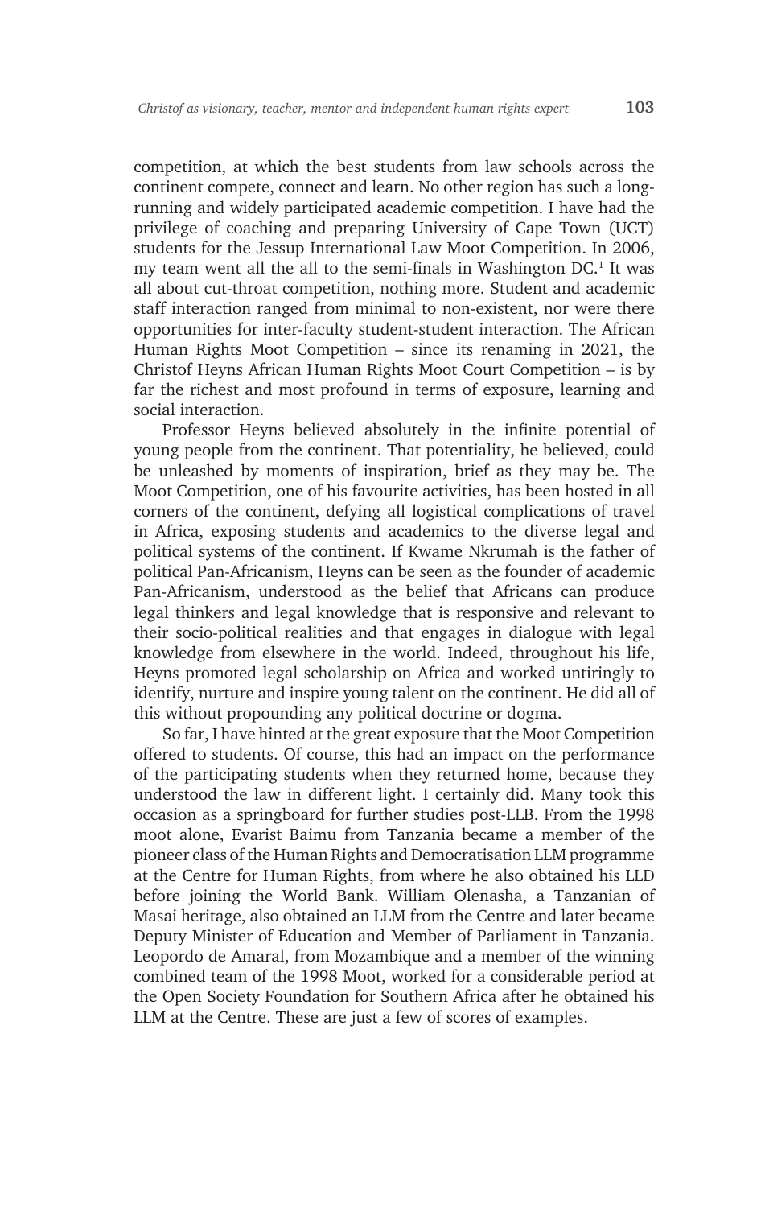competition, at which the best students from law schools across the continent compete, connect and learn. No other region has such a long-running and widely participated academic competition. I have had the privilege of coaching and preparing University of Cape Town (UCT) students for the Jessup International Law Moot Competition. In 2006, my team went all the all to the semi-finals in Washington DC.[1] It was all about cut-throat competition, nothing more. Student and academic staff interaction ranged from minimal to non-existent, nor were there opportunities for inter-faculty student-student interaction. The African Human Rights Moot Competition – since its renaming in 2021, the Christof Heyns African Human Rights Moot Court Competition – is by far the richest and most profound in terms of exposure, learning and social interaction.

Professor Heyns believed absolutely in the infinite potential of young people from the continent. That potentiality, he believed, could be unleashed by moments of inspiration, brief as they may be. The Moot Competition, one of his favourite activities, has been hosted in all corners of the continent, defying all logistical complications of travel in Africa, exposing students and academics to the diverse legal and political systems of the continent. If Kwame Nkrumah is the father of political Pan-Africanism, Heyns can be seen as the founder of academic Pan-Africanism, understood as the belief that Africans can produce legal thinkers and legal knowledge that is responsive and relevant to their socio-political realities and that engages in dialogue with legal knowledge from elsewhere in the world. Indeed, throughout his life, Heyns promoted legal scholarship on Africa and worked untiringly to identify, nurture and inspire young talent on the continent. He did all of this without propounding any political doctrine or dogma.

So far, I have hinted at the great exposure that the Moot Competition offered to students. Of course, this had an impact on the performance of the participating students when they returned home, because they understood the law in different light. I certainly did. Many took this occasion as a springboard for further studies post-LLB. From the 1998 moot alone, Evarist Baimu from Tanzania became a member of the pioneer class of the Human Rights and Democratisation LLM programme at the Centre for Human Rights, from where he also obtained his LLD before joining the World Bank. William Olenasha, a Tanzanian of Masai heritage, also obtained an LLM from the Centre and later became Deputy Minister of Education and Member of Parliament in Tanzania. Leopordo de Amaral, from Mozambique and a member of the winning combined team of the 1998 Moot, worked for a considerable period at the Open Society Foundation for Southern Africa after he obtained his LLM at the Centre. These are just a few of scores of examples.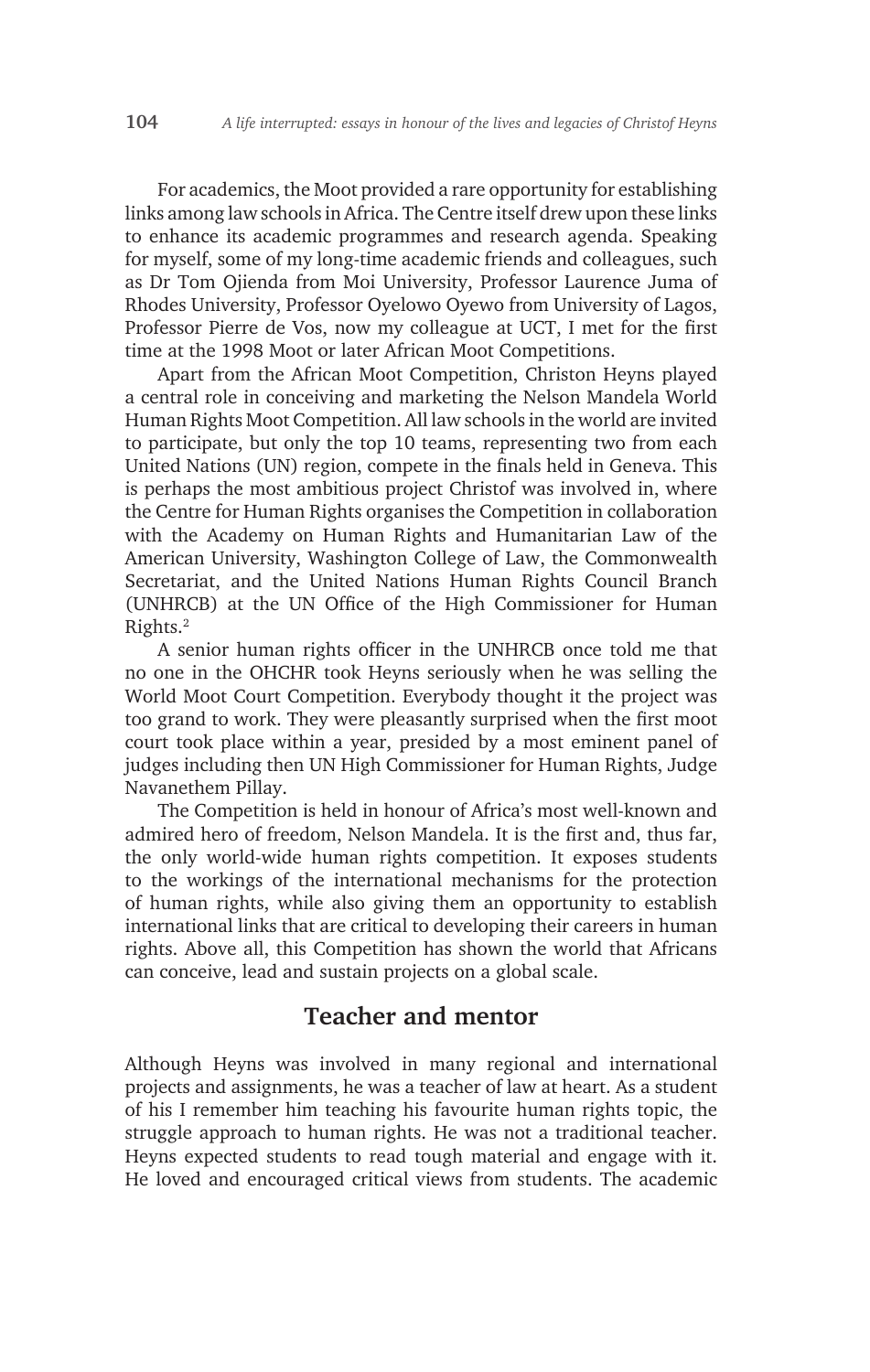For academics, the Moot provided a rare opportunity for establishing links among law schools in Africa. The Centre itself drew upon these links to enhance its academic programmes and research agenda. Speaking for myself, some of my long-time academic friends and colleagues, such as Dr Tom Ojienda from Moi University, Professor Laurence Juma of Rhodes University, Professor Oyelowo Oyewo from University of Lagos, Professor Pierre de Vos, now my colleague at UCT, I met for the first time at the 1998 Moot or later African Moot Competitions.

Apart from the African Moot Competition, Christon Heyns played a central role in conceiving and marketing the Nelson Mandela World Human Rights Moot Competition. All law schools in the world are invited to participate, but only the top 10 teams, representing two from each United Nations (UN) region, compete in the finals held in Geneva. This is perhaps the most ambitious project Christof was involved in, where the Centre for Human Rights organises the Competition in collaboration with the Academy on Human Rights and Humanitarian Law of the American University, Washington College of Law, the Commonwealth Secretariat, and the United Nations Human Rights Council Branch (UNHRCB) at the UN Office of the High Commissioner for Human Rights.[2]

A senior human rights officer in the UNHRCB once told me that no one in the OHCHR took Heyns seriously when he was selling the World Moot Court Competition. Everybody thought it the project was too grand to work. They were pleasantly surprised when the first moot court took place within a year, presided by a most eminent panel of judges including then UN High Commissioner for Human Rights, Judge Navanethem Pillay.

The Competition is held in honour of Africa's most well-known and admired hero of freedom, Nelson Mandela. It is the first and, thus far, the only world-wide human rights competition. It exposes students to the workings of the international mechanisms for the protection of human rights, while also giving them an opportunity to establish international links that are critical to developing their careers in human rights. Above all, this Competition has shown the world that Africans can conceive, lead and sustain projects on a global scale.

## Teacher and mentor

Although Heyns was involved in many regional and international projects and assignments, he was a teacher of law at heart. As a student of his I remember him teaching his favourite human rights topic, the struggle approach to human rights. He was not a traditional teacher. Heyns expected students to read tough material and engage with it. He loved and encouraged critical views from students. The academic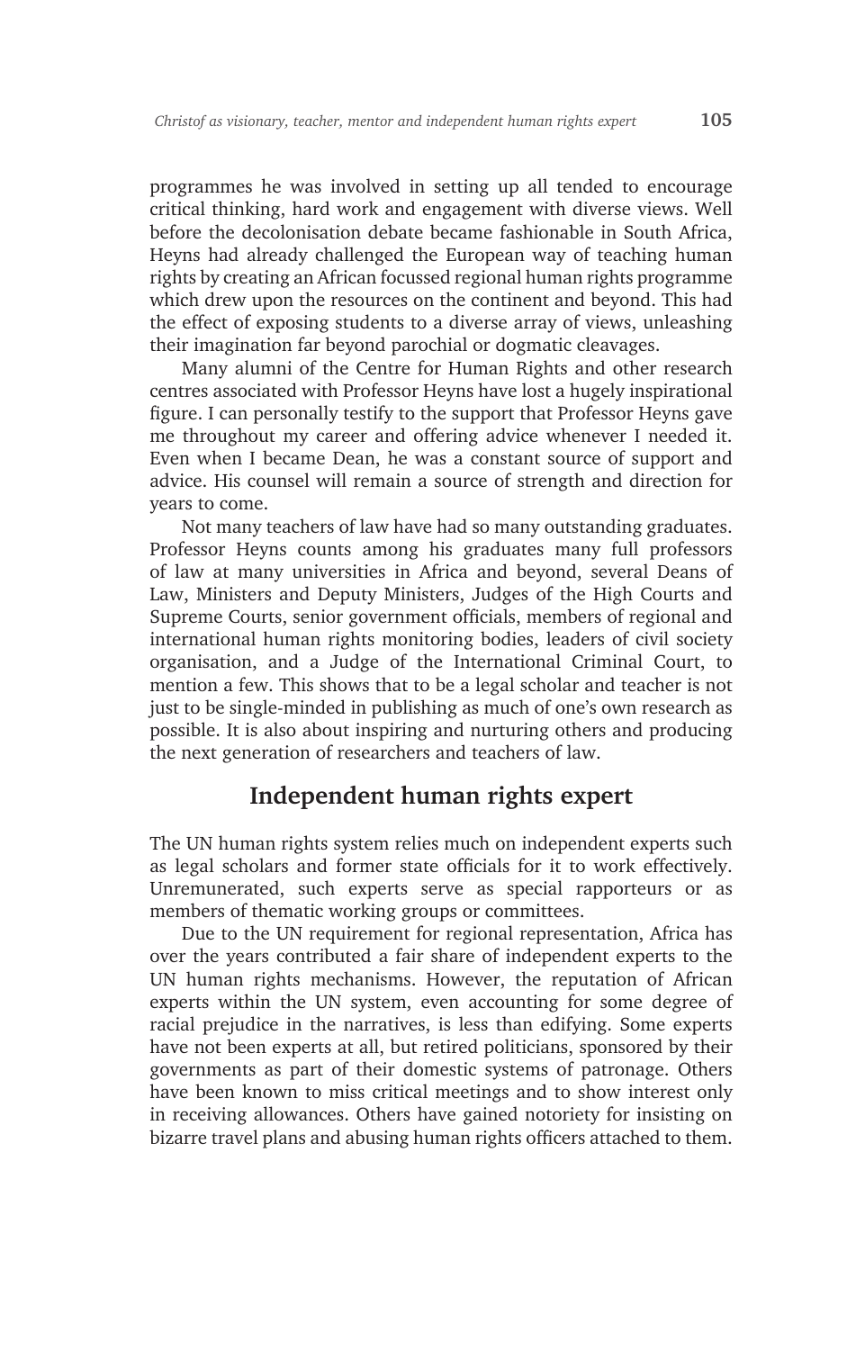programmes he was involved in setting up all tended to encourage critical thinking, hard work and engagement with diverse views. Well before the decolonisation debate became fashionable in South Africa, Heyns had already challenged the European way of teaching human rights by creating an African focussed regional human rights programme which drew upon the resources on the continent and beyond. This had the effect of exposing students to a diverse array of views, unleashing their imagination far beyond parochial or dogmatic cleavages.

Many alumni of the Centre for Human Rights and other research centres associated with Professor Heyns have lost a hugely inspirational figure. I can personally testify to the support that Professor Heyns gave me throughout my career and offering advice whenever I needed it. Even when I became Dean, he was a constant source of support and advice. His counsel will remain a source of strength and direction for years to come.

Not many teachers of law have had so many outstanding graduates. Professor Heyns counts among his graduates many full professors of law at many universities in Africa and beyond, several Deans of Law, Ministers and Deputy Ministers, Judges of the High Courts and Supreme Courts, senior government officials, members of regional and international human rights monitoring bodies, leaders of civil society organisation, and a Judge of the International Criminal Court, to mention a few. This shows that to be a legal scholar and teacher is not just to be single-minded in publishing as much of one's own research as possible. It is also about inspiring and nurturing others and producing the next generation of researchers and teachers of law.

## Independent human rights expert

The UN human rights system relies much on independent experts such as legal scholars and former state officials for it to work effectively. Unremunerated, such experts serve as special rapporteurs or as members of thematic working groups or committees.

Due to the UN requirement for regional representation, Africa has over the years contributed a fair share of independent experts to the UN human rights mechanisms. However, the reputation of African experts within the UN system, even accounting for some degree of racial prejudice in the narratives, is less than edifying. Some experts have not been experts at all, but retired politicians, sponsored by their governments as part of their domestic systems of patronage. Others have been known to miss critical meetings and to show interest only in receiving allowances. Others have gained notoriety for insisting on bizarre travel plans and abusing human rights officers attached to them.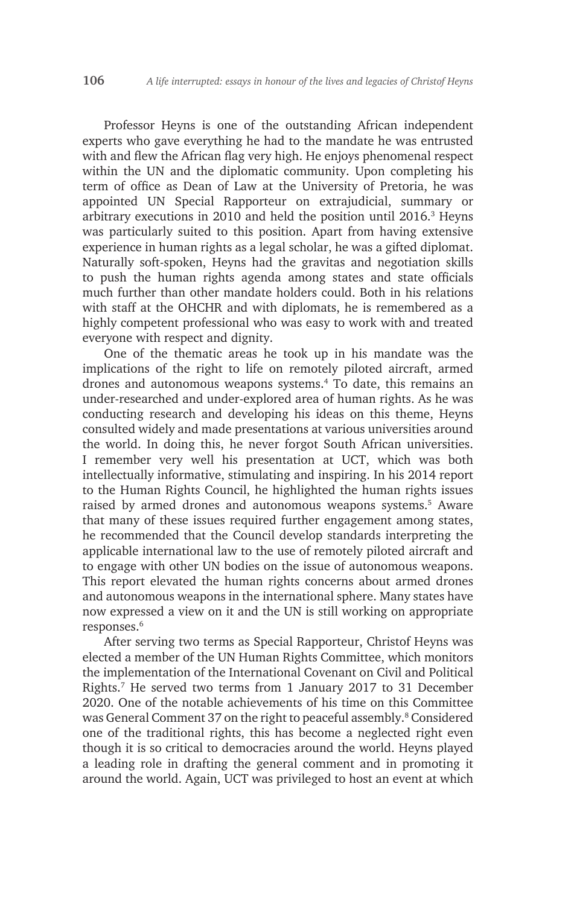Professor Heyns is one of the outstanding African independent experts who gave everything he had to the mandate he was entrusted with and flew the African flag very high. He enjoys phenomenal respect within the UN and the diplomatic community. Upon completing his term of office as Dean of Law at the University of Pretoria, he was appointed UN Special Rapporteur on extrajudicial, summary or arbitrary executions in 2010 and held the position until 2016.[3] Heyns was particularly suited to this position. Apart from having extensive experience in human rights as a legal scholar, he was a gifted diplomat. Naturally soft-spoken, Heyns had the gravitas and negotiation skills to push the human rights agenda among states and state officials much further than other mandate holders could. Both in his relations with staff at the OHCHR and with diplomats, he is remembered as a highly competent professional who was easy to work with and treated everyone with respect and dignity.

One of the thematic areas he took up in his mandate was the implications of the right to life on remotely piloted aircraft, armed drones and autonomous weapons systems.[4] To date, this remains an under-researched and under-explored area of human rights. As he was conducting research and developing his ideas on this theme, Heyns consulted widely and made presentations at various universities around the world. In doing this, he never forgot South African universities. I remember very well his presentation at UCT, which was both intellectually informative, stimulating and inspiring. In his 2014 report to the Human Rights Council, he highlighted the human rights issues raised by armed drones and autonomous weapons systems.[5] Aware that many of these issues required further engagement among states, he recommended that the Council develop standards interpreting the applicable international law to the use of remotely piloted aircraft and to engage with other UN bodies on the issue of autonomous weapons. This report elevated the human rights concerns about armed drones and autonomous weapons in the international sphere. Many states have now expressed a view on it and the UN is still working on appropriate responses.[6]

After serving two terms as Special Rapporteur, Christof Heyns was elected a member of the UN Human Rights Committee, which monitors the implementation of the International Covenant on Civil and Political Rights.[7] He served two terms from 1 January 2017 to 31 December 2020. One of the notable achievements of his time on this Committee was General Comment 37 on the right to peaceful assembly.[8] Considered one of the traditional rights, this has become a neglected right even though it is so critical to democracies around the world. Heyns played a leading role in drafting the general comment and in promoting it around the world. Again, UCT was privileged to host an event at which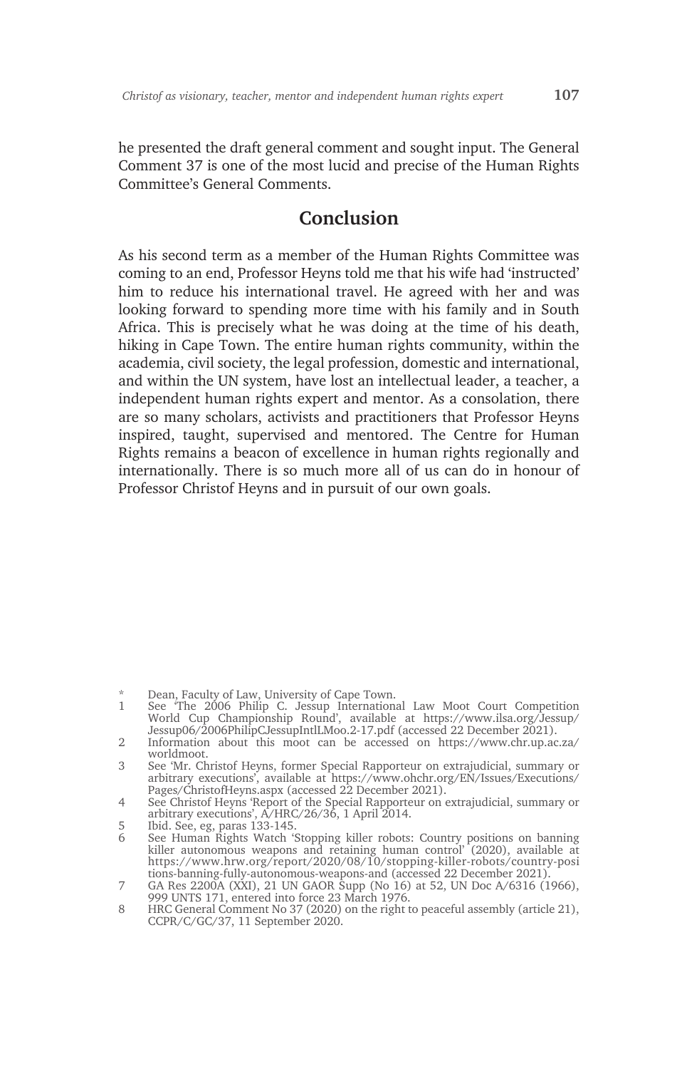he presented the draft general comment and sought input. The General Comment 37 is one of the most lucid and precise of the Human Rights Committee's General Comments.

## Conclusion

As his second term as a member of the Human Rights Committee was coming to an end, Professor Heyns told me that his wife had 'instructed' him to reduce his international travel. He agreed with her and was looking forward to spending more time with his family and in South Africa. This is precisely what he was doing at the time of his death, hiking in Cape Town. The entire human rights community, within the academia, civil society, the legal profession, domestic and international, and within the UN system, have lost an intellectual leader, a teacher, a independent human rights expert and mentor. As a consolation, there are so many scholars, activists and practitioners that Professor Heyns inspired, taught, supervised and mentored. The Centre for Human Rights remains a beacon of excellence in human rights regionally and internationally. There is so much more all of us can do in honour of Professor Christof Heyns and in pursuit of our own goals.

\* Dean, Faculty of Law, University of Cape Town.

1 See 'The 2006 Philip C. Jessup International Law Moot Court Competition World Cup Championship Round', available at https://www.ilsa.org/Jessup/Jessup06/2006PhilipCJessupIntlLMoo.2-17.pdf (accessed 22 December 2021).

2 Information about this moot can be accessed on https://www.chr.up.ac.za/worldmoot.

3 See 'Mr. Christof Heyns, former Special Rapporteur on extrajudicial, summary or arbitrary executions', available at https://www.ohchr.org/EN/Issues/Executions/Pages/ChristofHeyns.aspx (accessed 22 December 2021).

4 See Christof Heyns 'Report of the Special Rapporteur on extrajudicial, summary or arbitrary executions', A/HRC/26/36, 1 April 2014.

5 Ibid. See, eg, paras 133-145.

6 See Human Rights Watch 'Stopping killer robots: Country positions on banning killer autonomous weapons and retaining human control' (2020), available at https://www.hrw.org/report/2020/08/10/stopping-killer-robots/country-positions-banning-fully-autonomous-weapons-and (accessed 22 December 2021).

7 GA Res 2200A (XXI), 21 UN GAOR Supp (No 16) at 52, UN Doc A/6316 (1966), 999 UNTS 171, entered into force 23 March 1976.

8 HRC General Comment No 37 (2020) on the right to peaceful assembly (article 21), CCPR/C/GC/37, 11 September 2020.